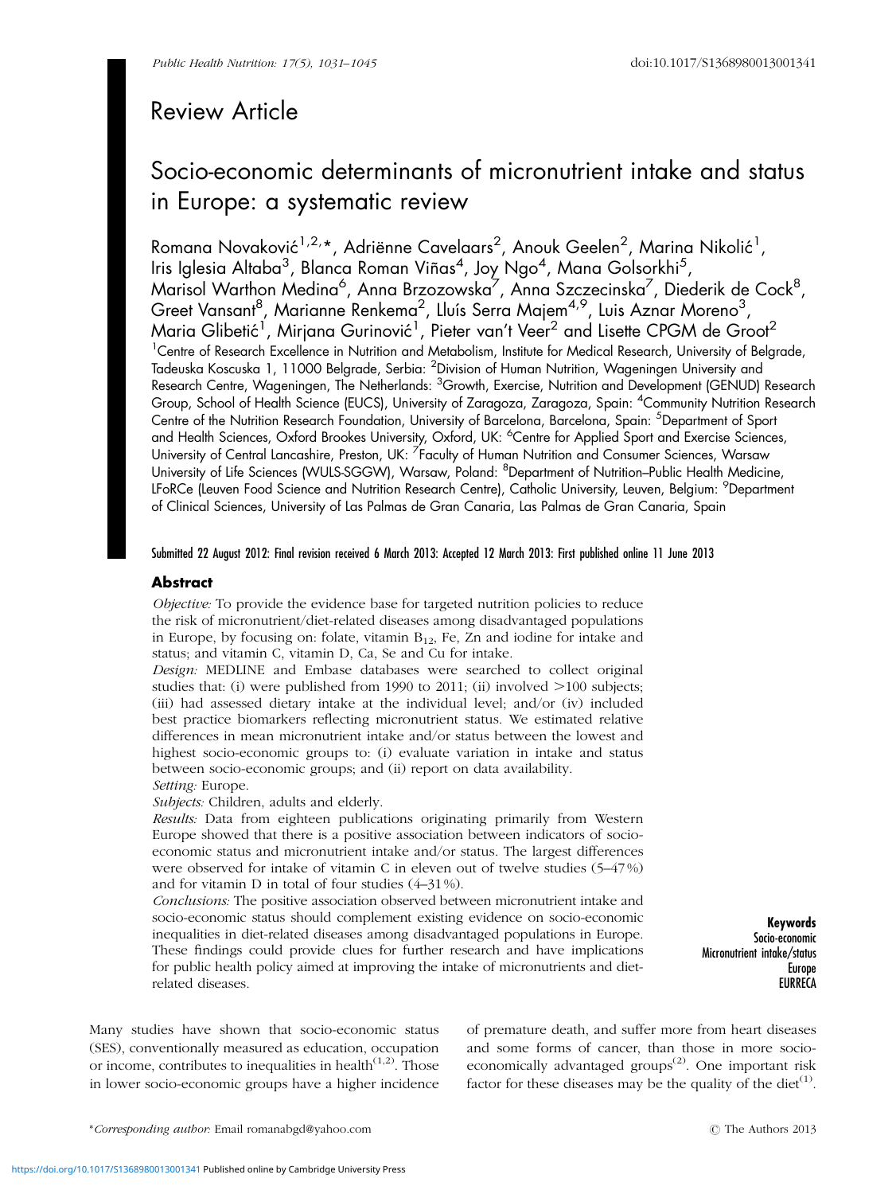## Review Article

# Socio-economic determinants of micronutrient intake and status in Europe: a systematic review

Romana Novaković[1,2,*], Adriënne Cavelaars[2], Anouk Geelen[2], Marina Nikolić[1], Iris Iglesia Altaba[3], Blanca Roman Viñas[4], Joy Ngo[4], Mana Golsorkhi[5], Marisol Warthon Medina[6], Anna Brzozowska[7], Anna Szczecinska[7], Diederik de Cock[8], Greet Vansant[8], Marianne Renkema[2], Lluís Serra Majem[4,9], Luis Aznar Moreno[3], Maria Glibetić[1], Mirjana Gurinović[1], Pieter van't Veer[2] and Lisette CPGM de Groot[2]

[1]Centre of Research Excellence in Nutrition and Metabolism, Institute for Medical Research, University of Belgrade, Tadeuska Koscuska 1, 11000 Belgrade, Serbia: [2]Division of Human Nutrition, Wageningen University and Research Centre, Wageningen, The Netherlands: [3]Growth, Exercise, Nutrition and Development (GENUD) Research Group, School of Health Science (EUCS), University of Zaragoza, Zaragoza, Spain: [4]Community Nutrition Research Centre of the Nutrition Research Foundation, University of Barcelona, Barcelona, Spain: [5]Department of Sport and Health Sciences, Oxford Brookes University, Oxford, UK: [6]Centre for Applied Sport and Exercise Sciences, University of Central Lancashire, Preston, UK: [7]Faculty of Human Nutrition and Consumer Sciences, Warsaw University of Life Sciences (WULS-SGGW), Warsaw, Poland: [8]Department of Nutrition–Public Health Medicine, LFoRCe (Leuven Food Science and Nutrition Research Centre), Catholic University, Leuven, Belgium: [9]Department of Clinical Sciences, University of Las Palmas de Gran Canaria, Las Palmas de Gran Canaria, Spain

**Submitted 22 August 2012: Final revision received 6 March 2013: Accepted 12 March 2013: First published online 11 June 2013**

### Abstract

*Objective:* To provide the evidence base for targeted nutrition policies to reduce the risk of micronutrient/diet-related diseases among disadvantaged populations in Europe, by focusing on: folate, vitamin $B_{12}$, Fe, Zn and iodine for intake and status; and vitamin C, vitamin D, Ca, Se and Cu for intake.

*Design:* MEDLINE and Embase databases were searched to collect original studies that: (i) were published from 1990 to 2011; (ii) involved >100 subjects; (iii) had assessed dietary intake at the individual level; and/or (iv) included best practice biomarkers reflecting micronutrient status. We estimated relative differences in mean micronutrient intake and/or status between the lowest and highest socio-economic groups to: (i) evaluate variation in intake and status between socio-economic groups; and (ii) report on data availability.

*Setting:* Europe.

*Subjects:* Children, adults and elderly.

*Results:* Data from eighteen publications originating primarily from Western Europe showed that there is a positive association between indicators of socio-economic status and micronutrient intake and/or status. The largest differences were observed for intake of vitamin C in eleven out of twelve studies (5–47 %) and for vitamin D in total of four studies (4–31 %).

*Conclusions:* The positive association observed between micronutrient intake and socio-economic status should complement existing evidence on socio-economic inequalities in diet-related diseases among disadvantaged populations in Europe. These findings could provide clues for further research and have implications for public health policy aimed at improving the intake of micronutrients and diet-related diseases.

**Keywords**
Socio-economic
Micronutrient intake/status
Europe
EURRECA

Many studies have shown that socio-economic status (SES), conventionally measured as education, occupation or income, contributes to inequalities in health[1,2]. Those in lower socio-economic groups have a higher incidence of premature death, and suffer more from heart diseases and some forms of cancer, than those in more socio-economically advantaged groups[2]. One important risk factor for these diseases may be the quality of the diet[1].

*Corresponding author: Email romanabgd@yahoo.com

© The Authors 2013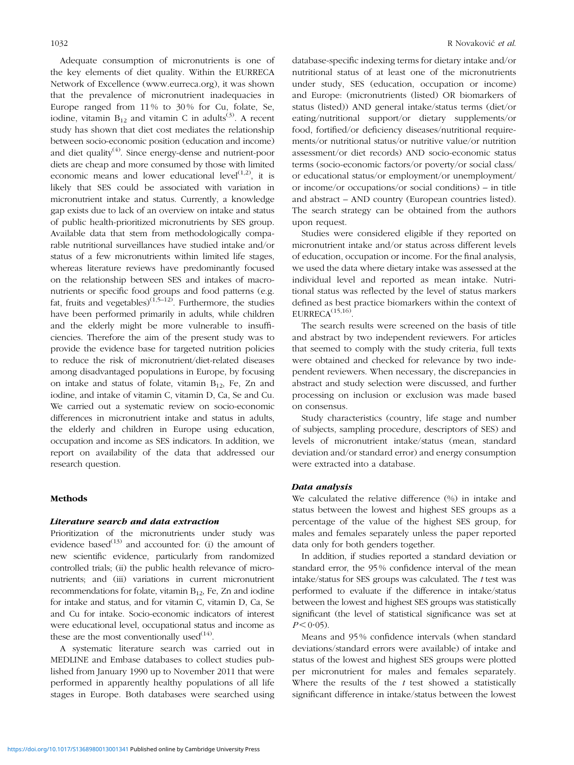Adequate consumption of micronutrients is one of the key elements of diet quality. Within the EURRECA Network of Excellence (www.eurreca.org), it was shown that the prevalence of micronutrient inadequacies in Europe ranged from 11 % to 30 % for Cu, folate, Se, iodine, vitamin $B_{12}$ and vitamin C in adults[3]. A recent study has shown that diet cost mediates the relationship between socio-economic position (education and income) and diet quality[4]. Since energy-dense and nutrient-poor diets are cheap and more consumed by those with limited economic means and lower educational level[1,2], it is likely that SES could be associated with variation in micronutrient intake and status. Currently, a knowledge gap exists due to lack of an overview on intake and status of public health-prioritized micronutrients by SES group. Available data that stem from methodologically comparable nutritional surveillances have studied intake and/or status of a few micronutrients within limited life stages, whereas literature reviews have predominantly focused on the relationship between SES and intakes of macronutrients or specific food groups and food patterns (e.g. fat, fruits and vegetables)[1,5–12]. Furthermore, the studies have been performed primarily in adults, while children and the elderly might be more vulnerable to insufficiencies. Therefore the aim of the present study was to provide the evidence base for targeted nutrition policies to reduce the risk of micronutrient/diet-related diseases among disadvantaged populations in Europe, by focusing on intake and status of folate, vitamin $B_{12}$, Fe, Zn and iodine, and intake of vitamin C, vitamin D, Ca, Se and Cu. We carried out a systematic review on socio-economic differences in micronutrient intake and status in adults, the elderly and children in Europe using education, occupation and income as SES indicators. In addition, we report on availability of the data that addressed our research question.

## Methods

### *Literature search and data extraction*

Prioritization of the micronutrients under study was evidence based[13] and accounted for: (i) the amount of new scientific evidence, particularly from randomized controlled trials; (ii) the public health relevance of micronutrients; and (iii) variations in current micronutrient recommendations for folate, vitamin $B_{12}$, Fe, Zn and iodine for intake and status, and for vitamin C, vitamin D, Ca, Se and Cu for intake. Socio-economic indicators of interest were educational level, occupational status and income as these are the most conventionally used[14].

A systematic literature search was carried out in MEDLINE and Embase databases to collect studies published from January 1990 up to November 2011 that were performed in apparently healthy populations of all life stages in Europe. Both databases were searched using database-specific indexing terms for dietary intake and/or nutritional status of at least one of the micronutrients under study, SES (education, occupation or income) and Europe: (micronutrients (listed) OR biomarkers of status (listed)) AND general intake/status terms (diet/or eating/nutritional support/or dietary supplements/or food, fortified/or deficiency diseases/nutritional requirements/or nutritional status/or nutritive value/or nutrition assessment/or diet records) AND socio-economic status terms (socio-economic factors/or poverty/or social class/ or educational status/or employment/or unemployment/ or income/or occupations/or social conditions) – in title and abstract – AND country (European countries listed). The search strategy can be obtained from the authors upon request.

Studies were considered eligible if they reported on micronutrient intake and/or status across different levels of education, occupation or income. For the final analysis, we used the data where dietary intake was assessed at the individual level and reported as mean intake. Nutritional status was reflected by the level of status markers defined as best practice biomarkers within the context of EURRECA[15,16].

The search results were screened on the basis of title and abstract by two independent reviewers. For articles that seemed to comply with the study criteria, full texts were obtained and checked for relevance by two independent reviewers. When necessary, the discrepancies in abstract and study selection were discussed, and further processing on inclusion or exclusion was made based on consensus.

Study characteristics (country, life stage and number of subjects, sampling procedure, descriptors of SES) and levels of micronutrient intake/status (mean, standard deviation and/or standard error) and energy consumption were extracted into a database.

### *Data analysis*

We calculated the relative difference (%) in intake and status between the lowest and highest SES groups as a percentage of the value of the highest SES group, for males and females separately unless the paper reported data only for both genders together.

In addition, if studies reported a standard deviation or standard error, the 95 % confidence interval of the mean intake/status for SES groups was calculated. The *t* test was performed to evaluate if the difference in intake/status between the lowest and highest SES groups was statistically significant (the level of statistical significance was set at $P < 0.05$).

Means and 95 % confidence intervals (when standard deviations/standard errors were available) of intake and status of the lowest and highest SES groups were plotted per micronutrient for males and females separately. Where the results of the *t* test showed a statistically significant difference in intake/status between the lowest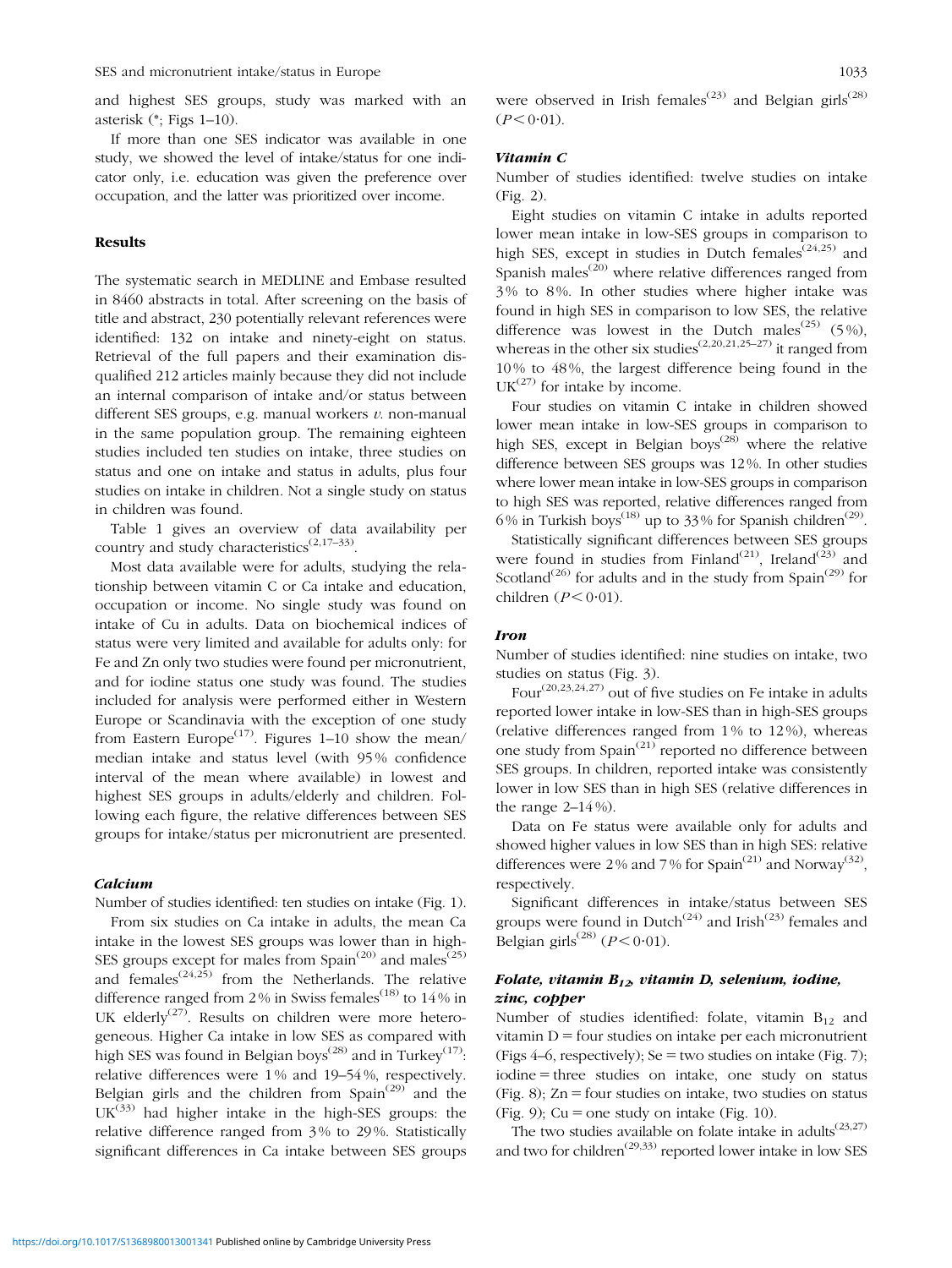and highest SES groups, study was marked with an asterisk (*; Figs 1–10).

If more than one SES indicator was available in one study, we showed the level of intake/status for one indicator only, i.e. education was given the preference over occupation, and the latter was prioritized over income.

## Results

The systematic search in MEDLINE and Embase resulted in 8460 abstracts in total. After screening on the basis of title and abstract, 230 potentially relevant references were identified: 132 on intake and ninety-eight on status. Retrieval of the full papers and their examination disqualified 212 articles mainly because they did not include an internal comparison of intake and/or status between different SES groups, e.g. manual workers *v.* non-manual in the same population group. The remaining eighteen studies included ten studies on intake, three studies on status and one on intake and status in adults, plus four studies on intake in children. Not a single study on status in children was found.

Table 1 gives an overview of data availability per country and study characteristics[2,17–33].

Most data available were for adults, studying the relationship between vitamin C or Ca intake and education, occupation or income. No single study was found on intake of Cu in adults. Data on biochemical indices of status were very limited and available for adults only: for Fe and Zn only two studies were found per micronutrient, and for iodine status one study was found. The studies included for analysis were performed either in Western Europe or Scandinavia with the exception of one study from Eastern Europe[17]. Figures 1–10 show the mean/median intake and status level (with 95 % confidence interval of the mean where available) in lowest and highest SES groups in adults/elderly and children. Following each figure, the relative differences between SES groups for intake/status per micronutrient are presented.

### *Calcium*

Number of studies identified: ten studies on intake (Fig. 1).

From six studies on Ca intake in adults, the mean Ca intake in the lowest SES groups was lower than in high-SES groups except for males from Spain[20] and males[25] and females[24,25] from the Netherlands. The relative difference ranged from 2 % in Swiss females[18] to 14 % in UK elderly[27]. Results on children were more heterogeneous. Higher Ca intake in low SES as compared with high SES was found in Belgian boys[28] and in Turkey[17]: relative differences were 1 % and 19–54 %, respectively. Belgian girls and the children from Spain[29] and the UK[33] had higher intake in the high-SES groups: the relative difference ranged from 3 % to 29 %. Statistically significant differences in Ca intake between SES groups were observed in Irish females[23] and Belgian girls[28] ($P < 0{\cdot}01$).

### *Vitamin C*

Number of studies identified: twelve studies on intake (Fig. 2).

Eight studies on vitamin C intake in adults reported lower mean intake in low-SES groups in comparison to high SES, except in studies in Dutch females[24,25] and Spanish males[20] where relative differences ranged from 3 % to 8 %. In other studies where higher intake was found in high SES in comparison to low SES, the relative difference was lowest in the Dutch males[25] (5 %), whereas in the other six studies[2,20,21,25–27] it ranged from 10 % to 48 %, the largest difference being found in the UK[27] for intake by income.

Four studies on vitamin C intake in children showed lower mean intake in low-SES groups in comparison to high SES, except in Belgian boys[28] where the relative difference between SES groups was 12 %. In other studies where lower mean intake in low-SES groups in comparison to high SES was reported, relative differences ranged from 6 % in Turkish boys[18] up to 33 % for Spanish children[29].

Statistically significant differences between SES groups were found in studies from Finland[21], Ireland[23] and Scotland[26] for adults and in the study from Spain[29] for children ($P < 0{\cdot}01$).

### *Iron*

Number of studies identified: nine studies on intake, two studies on status (Fig. 3).

Four[20,23,24,27] out of five studies on Fe intake in adults reported lower intake in low-SES than in high-SES groups (relative differences ranged from 1 % to 12 %), whereas one study from Spain[21] reported no difference between SES groups. In children, reported intake was consistently lower in low SES than in high SES (relative differences in the range 2–14 %).

Data on Fe status were available only for adults and showed higher values in low SES than in high SES: relative differences were 2 % and 7 % for Spain[21] and Norway[32], respectively.

Significant differences in intake/status between SES groups were found in Dutch[24] and Irish[23] females and Belgian girls[28] ($P < 0{\cdot}01$).

### *Folate, vitamin $B_{12}$, vitamin D, selenium, iodine, zinc, copper*

Number of studies identified: folate, vitamin $B_{12}$ and vitamin D = four studies on intake per each micronutrient (Figs 4–6, respectively); Se = two studies on intake (Fig. 7); iodine = three studies on intake, one study on status (Fig. 8); Zn = four studies on intake, two studies on status (Fig. 9); Cu = one study on intake (Fig. 10).

The two studies available on folate intake in adults[23,27] and two for children[29,33] reported lower intake in low SES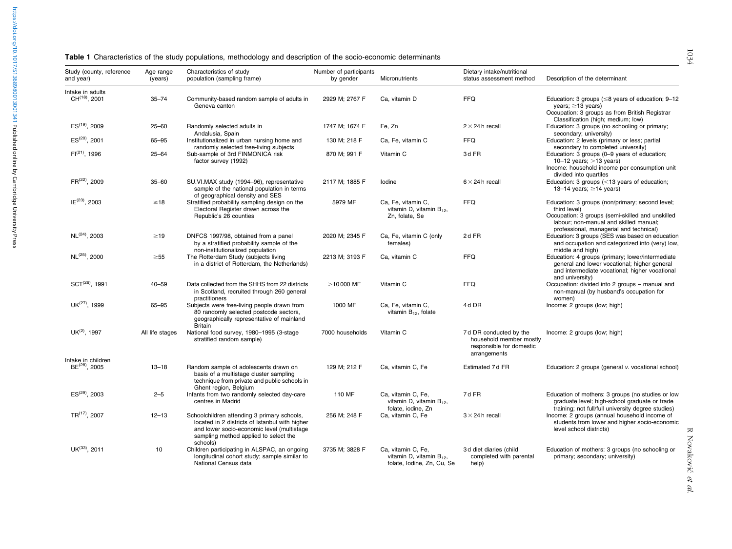**Table 1** Characteristics of the study populations, methodology and description of the socio-economic determinants

| Study (county, reference and year) | Age range (years) | Characteristics of study population (sampling frame) | Number of participants by gender | Micronutrients | Dietary intake/nutritional status assessment method | Description of the determinant |
|---|---|---|---|---|---|---|
| Intake in adults | | | | | | |
| CH[18], 2001 | 35–74 | Community-based random sample of adults in Geneva canton | 2929 M; 2767 F | Ca, vitamin D | FFQ | Education: 3 groups (≤8 years of education; 9–12 years; ≥13 years) Occupation: 3 groups as from British Registrar Classification (high; medium; low) |
| ES[19], 2009 | 25–60 | Randomly selected adults in Andalusia, Spain | 1747 M; 1674 F | Fe, Zn | 2 × 24 h recall | Education: 3 groups (no schooling or primary; secondary; university) |
| ES[20], 2001 | 65–95 | Institutionalized in urban nursing home and randomly selected free-living subjects | 130 M; 218 F | Ca, Fe, vitamin C | FFQ | Education: 2 levels (primary or less; partial secondary to completed university) |
| FI[21], 1996 | 25–64 | Sub-sample of 3rd FINMONICA risk factor survey (1992) | 870 M; 991 F | Vitamin C | 3 d FR | Education: 3 groups (0–9 years of education; 10–12 years; >13 years) Income: household income per consumption unit divided into quartiles |
| FR[22], 2009 | 35–60 | SU.VI.MAX study (1994–96), representative sample of the national population in terms of geographical density and SES | 2117 M; 1885 F | Iodine | 6 × 24 h recall | Education: 3 groups (<13 years of education; 13–14 years; ≥14 years) |
| IE[23], 2003 | ≥18 | Stratified probability sampling design on the Electoral Register drawn across the Republic's 26 counties | 5979 MF | Ca, Fe, vitamin C, vitamin D, vitamin $B_{12}$, Zn, folate, Se | FFQ | Education: 3 groups (non/primary; second level; third level) Occupation: 3 groups (semi-skilled and unskilled labour; non-manual and skilled manual; professional, managerial and technical) |
| NL[24], 2003 | ≥19 | DNFCS 1997/98, obtained from a panel by a stratified probability sample of the non-institutionalized population | 2020 M; 2345 F | Ca, Fe, vitamin C (only females) | 2 d FR | Education: 3 groups (SES was based on education and occupation and categorized into (very) low, middle and high) |
| NL[25], 2000 | ≥55 | The Rotterdam Study (subjects living in a district of Rotterdam, the Netherlands) | 2213 M; 3193 F | Ca, vitamin C | FFQ | Education: 4 groups (primary; lower/intermediate general and lower vocational; higher general and intermediate vocational; higher vocational and university) |
| SCT[26], 1991 | 40–59 | Data collected from the SHHS from 22 districts in Scotland, recruited through 260 general practitioners | >10 000 MF | Vitamin C | FFQ | Occupation: divided into 2 groups – manual and non-manual (by husband's occupation for women) |
| UK[27], 1999 | 65–95 | Subjects were free-living people drawn from 80 randomly selected postcode sectors, geographically representative of mainland Britain | 1000 MF | Ca, Fe, vitamin C, vitamin $B_{12}$, folate | 4 d DR | Income: 2 groups (low; high) |
| UK[2], 1997 | All life stages | National food survey, 1980–1995 (3-stage stratified random sample) | 7000 households | Vitamin C | 7 d DR conducted by the household member mostly responsible for domestic arrangements | Income: 2 groups (low; high) |
| Intake in children | | | | | | |
| BE[28], 2005 | 13–18 | Random sample of adolescents drawn on basis of a multistage cluster sampling technique from private and public schools in Ghent region, Belgium | 129 M; 212 F | Ca, vitamin C, Fe | Estimated 7 d FR | Education: 2 groups (general *v.* vocational school) |
| ES[29], 2003 | 2–5 | Infants from two randomly selected day-care centres in Madrid | 110 MF | Ca, vitamin C, Fe, vitamin D, vitamin $B_{12}$, folate, iodine, Zn | 7 d FR | Education of mothers: 3 groups (no studies or low graduate level; high-school graduate or trade training; not full/full university degree studies) |
| TR[17], 2007 | 12–13 | Schoolchildren attending 3 primary schools, located in 2 districts of Istanbul with higher and lower socio-economic level (multistage sampling method applied to select the schools) | 256 M; 248 F | Ca, vitamin C, Fe | 3 × 24 h recall | Income: 2 groups (annual household income of students from lower and higher socio-economic level school districts) |
| UK[33], 2011 | 10 | Children participating in ALSPAC, an ongoing longitudinal cohort study; sample similar to National Census data | 3735 M; 3828 F | Ca, vitamin C, Fe, vitamin D, vitamin $B_{12}$, folate, Iodine, Zn, Cu, Se | 3 d diet diaries (child completed with parental help) | Education of mothers: 3 groups (no schooling or primary; secondary; university) |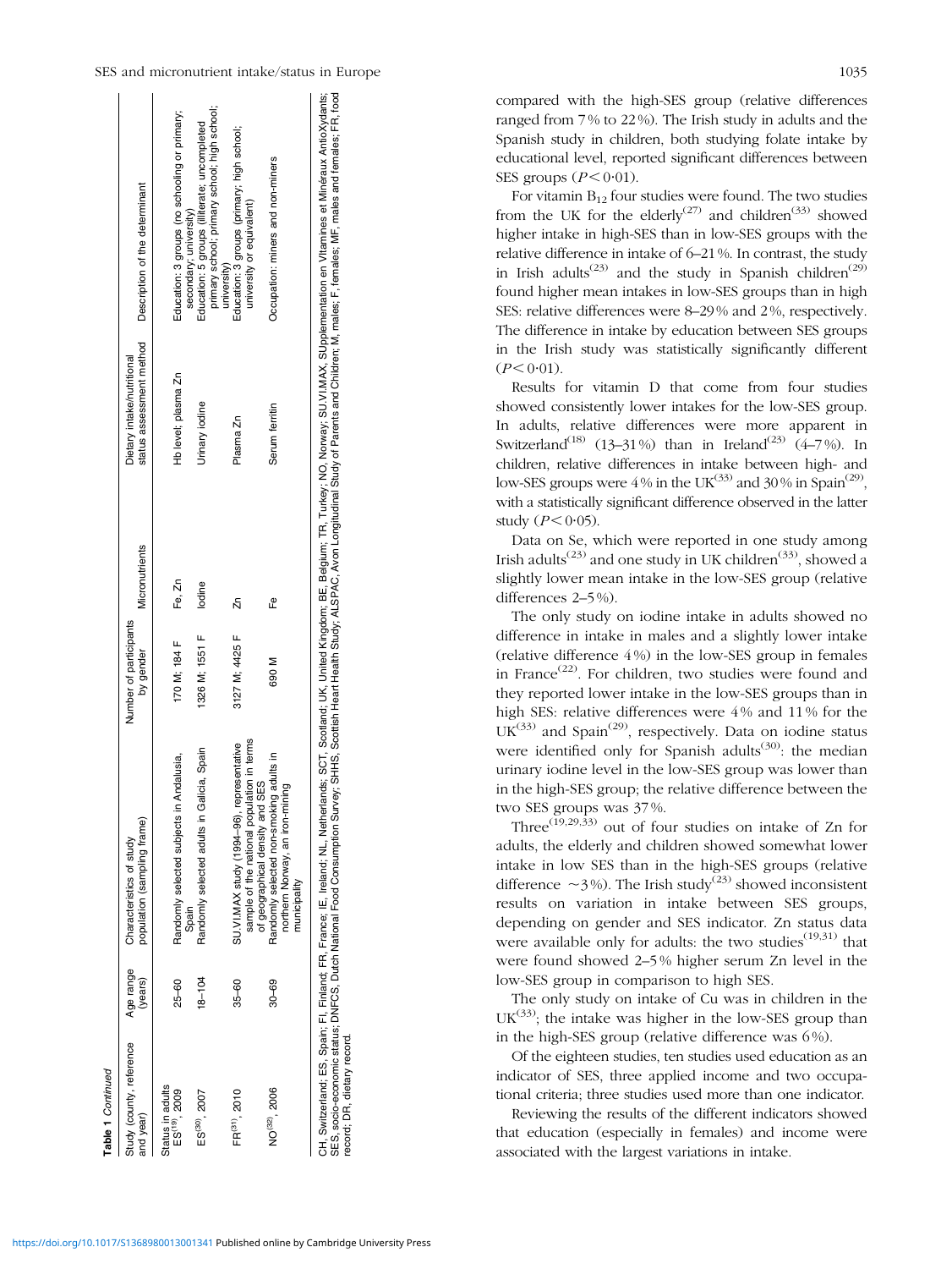**Table 1** *Continued*

| Study (county, reference and year) | Age range (years) | Characteristics of study population (sampling frame) | Number of participants by gender | Micronutrients | Dietary intake/nutritional status assessment method | Description of the determinant |
|---|---|---|---|---|---|---|
| Status in adults | | | | | | |
| ES[19], 2009 | 25–60 | Randomly selected subjects in Andalusia, Spain | 170 M; 184 F | Fe, Zn | Hb level; plasma Zn | Education: 3 groups (no schooling or primary; secondary; university) |
| ES[30], 2007 | 18–104 | Randomly selected adults in Galicia, Spain | 1326 M; 1551 F | Iodine | Urinary iodine | Education: 5 groups (illiterate; uncompleted primary school; primary school; high school; university) |
| FR[31], 2010 | 35–60 | SU.VI.MAX study (1994–96), representative sample of the national population in terms of geographical density and SES | 3127 M; 4425 F | Zn | Plasma Zn | Education: 3 groups (primary; high school; university or equivalent) |
| NO[32], 2006 | 30–69 | Randomly selected non-smoking adults in northern Norway, an iron-mining municipality | 690 M | Fe | Serum ferritin | Occupation: miners and non-miners |

CH, Switzerland; ES, Spain; FI, Finland; FR, France; IE, Ireland; NL, Netherlands; SCT, Scotland; UK, United Kingdom; BE, Belgium; TR, Turkey; NO, Norway; SU.VI.MAX, SUpplementation en VItamines et Minéraux AntioXydants; SES, socio-economic status; DNFCS, Dutch National Food Consumption Survey; SHHS, Scottish Heart Health Study; ALSPAC, Avon Longitudinal Study of Parents and Children; M, males; F, females; MF, males and females; FR, food record; DR, dietary record.

compared with the high-SES group (relative differences ranged from 7 % to 22 %). The Irish study in adults and the Spanish study in children, both studying folate intake by educational level, reported significant differences between SES groups ($P < 0\cdot01$).

For vitamin $B_{12}$ four studies were found. The two studies from the UK for the elderly[27] and children[33] showed higher intake in high-SES than in low-SES groups with the relative difference in intake of 6–21 %. In contrast, the study in Irish adults[23] and the study in Spanish children[29] found higher mean intakes in low-SES groups than in high SES: relative differences were 8–29 % and 2 %, respectively. The difference in intake by education between SES groups in the Irish study was statistically significantly different ($P < 0\cdot01$).

Results for vitamin D that come from four studies showed consistently lower intakes for the low-SES group. In adults, relative differences were more apparent in Switzerland[18] (13–31 %) than in Ireland[23] (4–7 %). In children, relative differences in intake between high- and low-SES groups were 4 % in the UK[33] and 30 % in Spain[29], with a statistically significant difference observed in the latter study ($P < 0\cdot05$).

Data on Se, which were reported in one study among Irish adults[23] and one study in UK children[33], showed a slightly lower mean intake in the low-SES group (relative differences 2–5 %).

The only study on iodine intake in adults showed no difference in intake in males and a slightly lower intake (relative difference 4 %) in the low-SES group in females in France[22]. For children, two studies were found and they reported lower intake in the low-SES groups than in high SES: relative differences were 4 % and 11 % for the UK[33] and Spain[29], respectively. Data on iodine status were identified only for Spanish adults[30]: the median urinary iodine level in the low-SES group was lower than in the high-SES group; the relative difference between the two SES groups was 37 %.

Three[19,29,33] out of four studies on intake of Zn for adults, the elderly and children showed somewhat lower intake in low SES than in the high-SES groups (relative difference ~3 %). The Irish study[23] showed inconsistent results on variation in intake between SES groups, depending on gender and SES indicator. Zn status data were available only for adults: the two studies[19,31] that were found showed 2–5 % higher serum Zn level in the low-SES group in comparison to high SES.

The only study on intake of Cu was in children in the UK[33]; the intake was higher in the low-SES group than in the high-SES group (relative difference was 6 %).

Of the eighteen studies, ten studies used education as an indicator of SES, three applied income and two occupational criteria; three studies used more than one indicator.

Reviewing the results of the different indicators showed that education (especially in females) and income were associated with the largest variations in intake.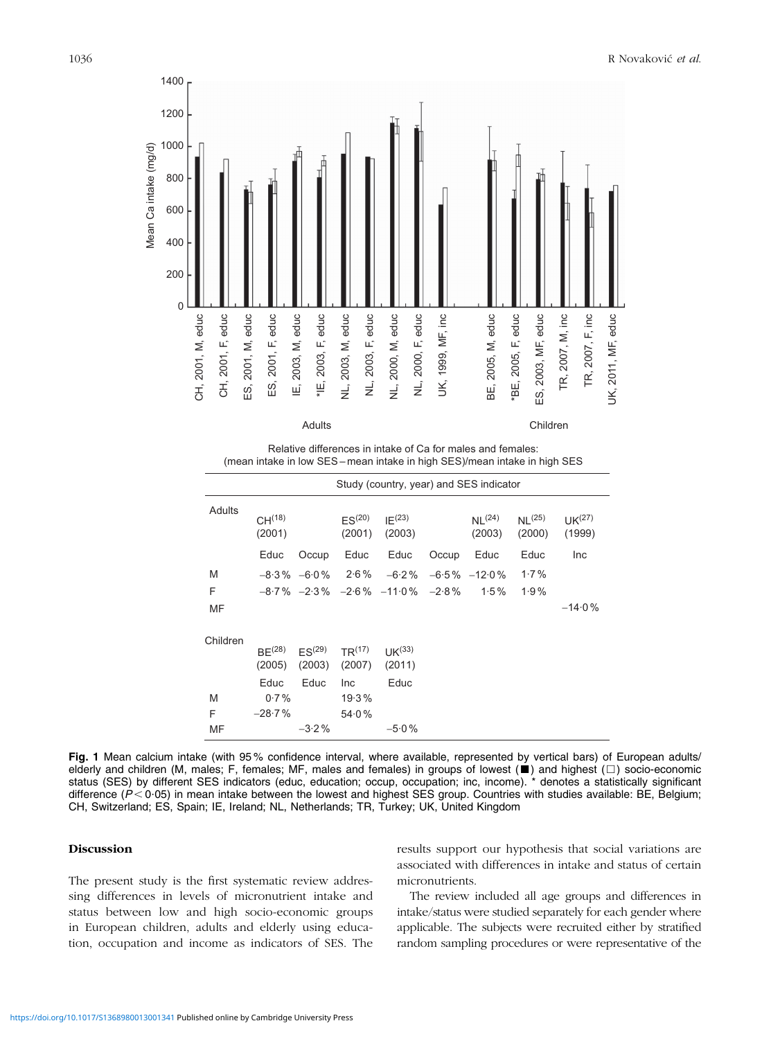Relative differences in intake of Ca for males and females:
(mean intake in low SES – mean intake in high SES)/mean intake in high SES

| | Study (country, year) and SES indicator | | | | | | | |
|---|---|---|---|---|---|---|---|---|
| **Adults** | CH[18] (2001) | | ES[20] (2001) | IE[23] (2003) | | NL[24] (2003) | NL[25] (2000) | UK[27] (1999) |
| | Educ | Occup | Educ | Educ | Occup | Educ | Educ | Inc |
| M | −8·3 % | −6·0 % | 2·6 % | −6·2 % | −6·5 % | −12·0 % | 1·7 % | |
| F | −8·7 % | −2·3 % | −2·6 % | −11·0 % | −2·8 % | 1·5 % | 1·9 % | |
| MF | | | | | | | | −14·0 % |

| **Children** | BE[28] (2005) | ES[29] (2003) | TR[17] (2007) | UK[33] (2011) |
|---|---|---|---|---|
| | Educ | Educ | Inc | Educ |
| M | 0·7 % | | 19·3 % | |
| F | −28·7 % | | 54·0 % | |
| MF | | −3·2 % | | −5·0 % |

**Fig. 1** Mean calcium intake (with 95 % confidence interval, where available, represented by vertical bars) of European adults/elderly and children (M, males; F, females; MF, males and females) in groups of lowest (■) and highest (□) socio-economic status (SES) by different SES indicators (educ, education; occup, occupation; inc, income). * denotes a statistically significant difference ($P < 0·05$) in mean intake between the lowest and highest SES group. Countries with studies available: BE, Belgium; CH, Switzerland; ES, Spain; IE, Ireland; NL, Netherlands; TR, Turkey; UK, United Kingdom

## Discussion

The present study is the first systematic review addressing differences in levels of micronutrient intake and status between low and high socio-economic groups in European children, adults and elderly using education, occupation and income as indicators of SES. The results support our hypothesis that social variations are associated with differences in intake and status of certain micronutrients.

The review included all age groups and differences in intake/status were studied separately for each gender where applicable. The subjects were recruited either by stratified random sampling procedures or were representative of the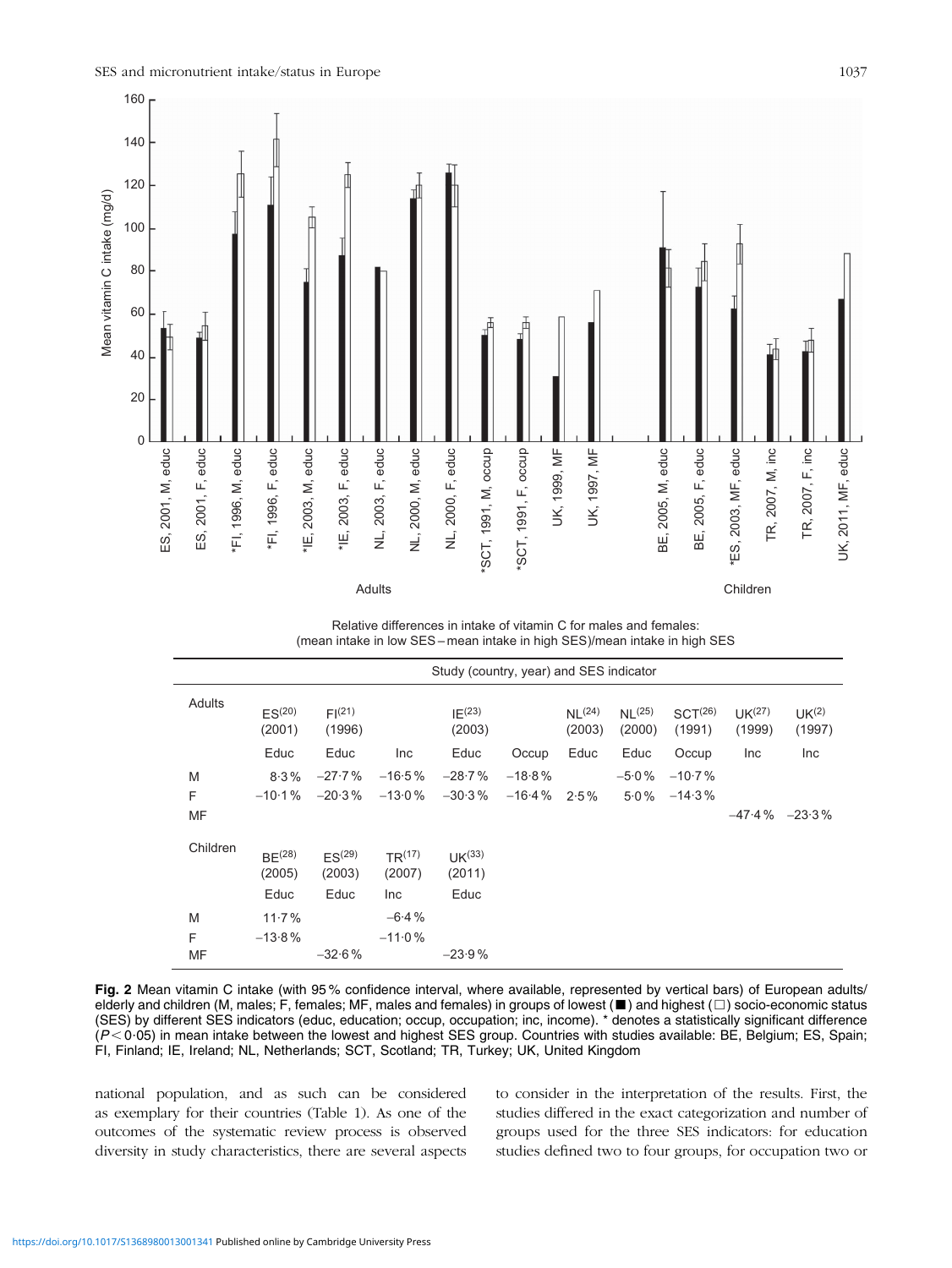Relative differences in intake of vitamin C for males and females: (mean intake in low SES – mean intake in high SES)/mean intake in high SES

| Adults | ES[20] (2001) | FI[21] (1996) | | IE[23] (2003) | | NL[24] (2003) | NL[25] (2000) | SCT[26] (1991) | UK[27] (1999) | UK[2] (1997) |
|---|---|---|---|---|---|---|---|---|---|---|
| | Educ | Educ | Inc | Educ | Occup | Educ | Educ | Occup | Inc | Inc |
| M | 8·3 % | −27·7 % | −16·5 % | −28·7 % | −18·8 % | | −5·0 % | −10·7 % | | |
| F | −10·1 % | −20·3 % | −13·0 % | −30·3 % | −16·4 % | 2·5 % | 5·0 % | −14·3 % | | |
| MF | | | | | | | | | −47·4 % | −23·3 % |

| Children | BE[28] (2005) | ES[29] (2003) | TR[17] (2007) | UK[33] (2011) |
|---|---|---|---|---|
| | Educ | Educ | Inc | Educ |
| M | 11·7 % | | −6·4 % | |
| F | −13·8 % | | −11·0 % | |
| MF | | −32·6 % | | −23·9 % |

**Fig. 2** Mean vitamin C intake (with 95 % confidence interval, where available, represented by vertical bars) of European adults/elderly and children (M, males; F, females; MF, males and females) in groups of lowest (■) and highest (□) socio-economic status (SES) by different SES indicators (educ, education; occup, occupation; inc, income). * denotes a statistically significant difference ($P < 0·05$) in mean intake between the lowest and highest SES group. Countries with studies available: BE, Belgium; ES, Spain; FI, Finland; IE, Ireland; NL, Netherlands; SCT, Scotland; TR, Turkey; UK, United Kingdom

national population, and as such can be considered as exemplary for their countries (Table 1). As one of the outcomes of the systematic review process is observed diversity in study characteristics, there are several aspects to consider in the interpretation of the results. First, the studies differed in the exact categorization and number of groups used for the three SES indicators: for education studies defined two to four groups, for occupation two or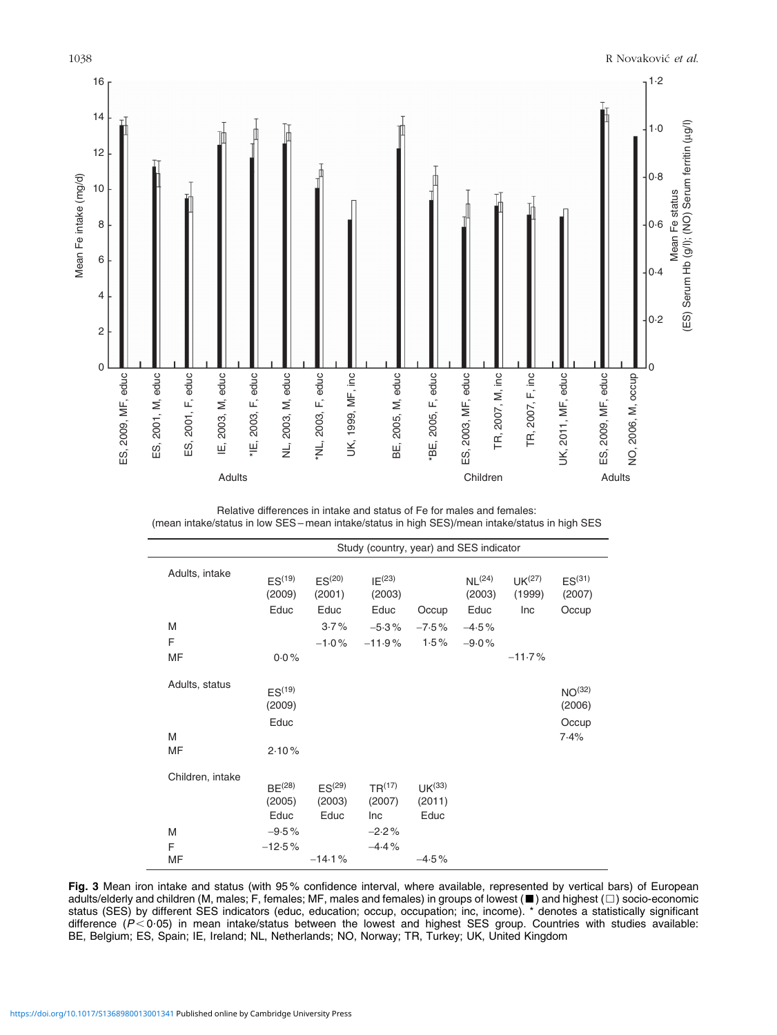Relative differences in intake and status of Fe for males and females:
(mean intake/status in low SES – mean intake/status in high SES)/mean intake/status in high SES

| | Study (country, year) and SES indicator | | | | | | |
|---|---|---|---|---|---|---|---|
| **Adults, intake** | ES[19] (2009) Educ | ES[20] (2001) Educ | IE[23] (2003) Educ | Occup | NL[24] (2003) Educ | UK[27] (1999) Inc | ES[31] (2007) Occup |
| M | | 3·7 % | −5·3 % | −7·5 % | −4·5 % | | |
| F | | −1·0 % | −11·9 % | 1·5 % | −9·0 % | | |
| MF | 0·0 % | | | | | −11·7 % | |
| **Adults, status** | ES[19] (2009) Educ | | | | | | NO[32] (2006) Occup |
| M | | | | | | | 7·4 % |
| MF | 2·10 % | | | | | | |
| **Children, intake** | BE[28] (2005) Educ | ES[29] (2003) Educ | TR[17] (2007) Inc | UK[33] (2011) Educ | | | |
| M | −9·5 % | | −2·2 % | | | | |
| F | −12·5 % | | −4·4 % | | | | |
| MF | | −14·1 % | | −4·5 % | | | |

**Fig. 3** Mean iron intake and status (with 95 % confidence interval, where available, represented by vertical bars) of European adults/elderly and children (M, males; F, females; MF, males and females) in groups of lowest (■) and highest (□) socio-economic status (SES) by different SES indicators (educ, education; occup, occupation; inc, income). * denotes a statistically significant difference ($P < 0·05$) in mean intake/status between the lowest and highest SES group. Countries with studies available: BE, Belgium; ES, Spain; IE, Ireland; NL, Netherlands; NO, Norway; TR, Turkey; UK, United Kingdom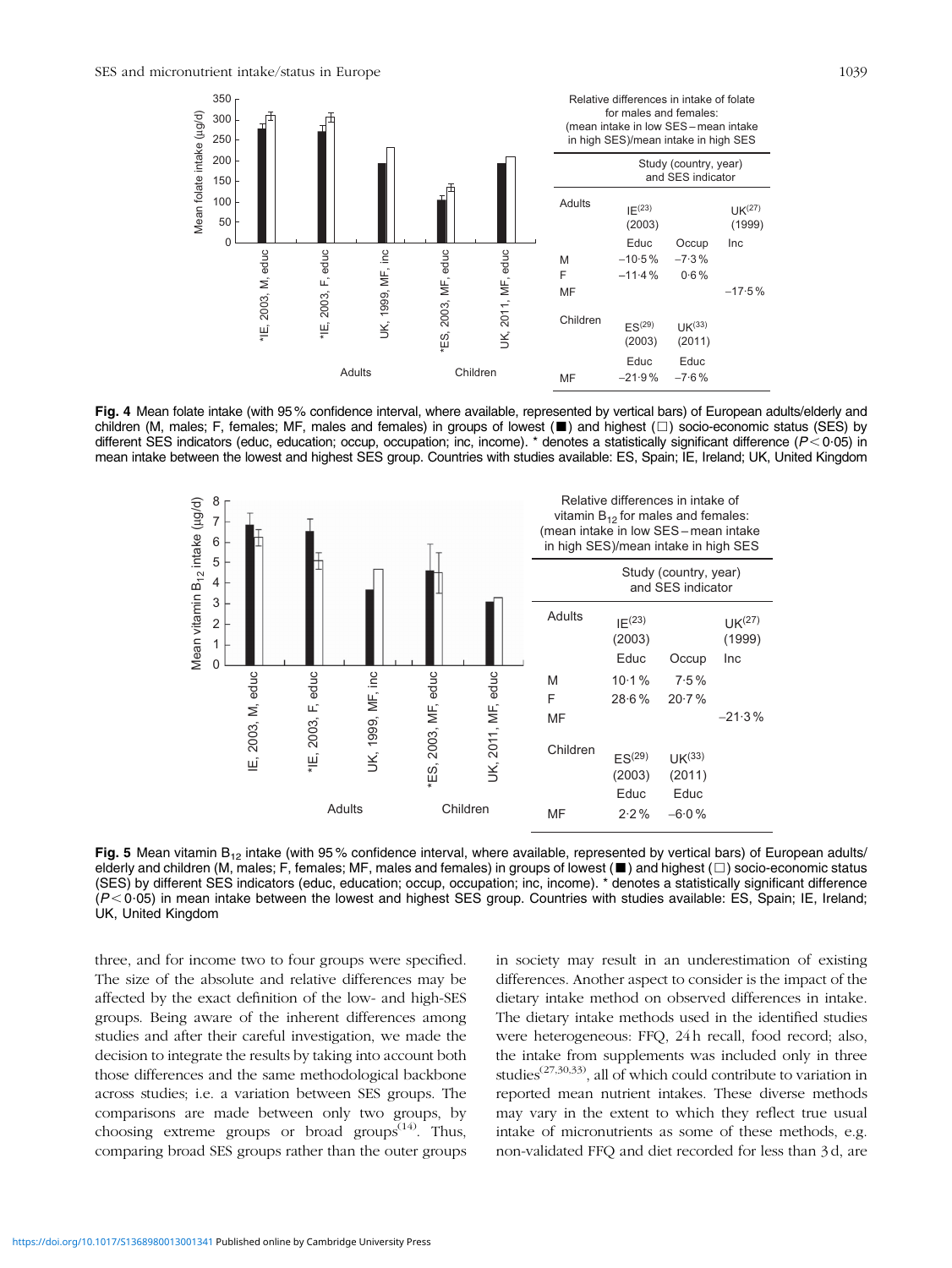| Relative differences in intake of folate for males and females: (mean intake in low SES – mean intake in high SES)/mean intake in high SES | | | |
|---|---|---|---|
| | Study (country, year) and SES indicator | | |
| Adults | IE[23] (2003) | | UK[27] (1999) |
| | Educ | Occup | Inc |
| M | −10·5 % | −7·3 % | |
| F | −11·4 % | 0·6 % | |
| MF | | | −17·5 % |
| Children | ES[29] (2003) | UK[33] (2011) | |
| | Educ | Educ | |
| MF | −21·9 % | −7·6 % | |

**Fig. 4** Mean folate intake (with 95 % confidence interval, where available, represented by vertical bars) of European adults/elderly and children (M, males; F, females; MF, males and females) in groups of lowest (■) and highest (□) socio-economic status (SES) by different SES indicators (educ, education; occup, occupation; inc, income). * denotes a statistically significant difference ($P < 0·05$) in mean intake between the lowest and highest SES group. Countries with studies available: ES, Spain; IE, Ireland; UK, United Kingdom

| Relative differences in intake of vitamin $B_{12}$ for males and females: (mean intake in low SES – mean intake in high SES)/mean intake in high SES | | | |
|---|---|---|---|
| | Study (country, year) and SES indicator | | |
| Adults | IE[23] (2003) | | UK[27] (1999) |
| | Educ | Occup | Inc |
| M | 10·1 % | 7·5 % | |
| F | 28·6 % | 20·7 % | |
| MF | | | −21·3 % |
| Children | ES[29] (2003) | UK[33] (2011) | |
| | Educ | Educ | |
| MF | 2·2 % | −6·0 % | |

**Fig. 5** Mean vitamin $B_{12}$ intake (with 95 % confidence interval, where available, represented by vertical bars) of European adults/elderly and children (M, males; F, females; MF, males and females) in groups of lowest (■) and highest (□) socio-economic status (SES) by different SES indicators (educ, education; occup, occupation; inc, income). * denotes a statistically significant difference ($P < 0·05$) in mean intake between the lowest and highest SES group. Countries with studies available: ES, Spain; IE, Ireland; UK, United Kingdom

three, and for income two to four groups were specified. The size of the absolute and relative differences may be affected by the exact definition of the low- and high-SES groups. Being aware of the inherent differences among studies and after their careful investigation, we made the decision to integrate the results by taking into account both those differences and the same methodological backbone across studies; i.e. a variation between SES groups. The comparisons are made between only two groups, by choosing extreme groups or broad groups[14]. Thus, comparing broad SES groups rather than the outer groups in society may result in an underestimation of existing differences. Another aspect to consider is the impact of the dietary intake method on observed differences in intake. The dietary intake methods used in the identified studies were heterogeneous: FFQ, 24 h recall, food record; also, the intake from supplements was included only in three studies[27,30,33], all of which could contribute to variation in reported mean nutrient intakes. These diverse methods may vary in the extent to which they reflect true usual intake of micronutrients as some of these methods, e.g. non-validated FFQ and diet recorded for less than 3 d, are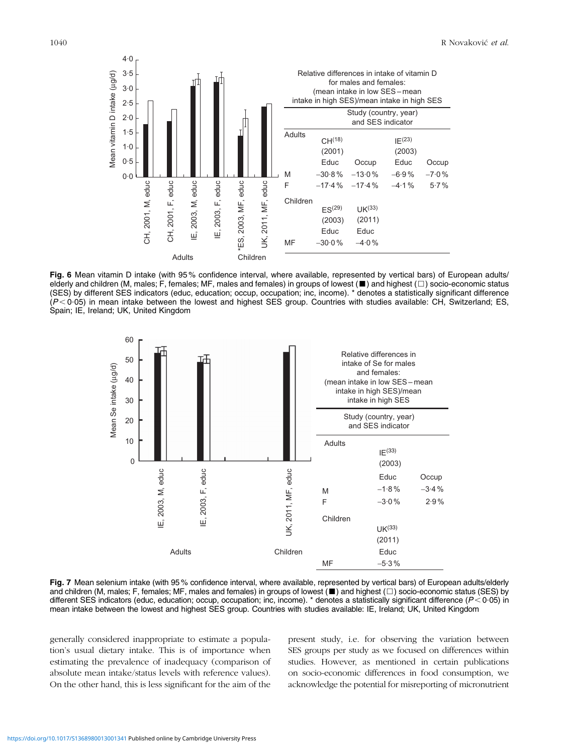| Relative differences in intake of vitamin D for males and females: (mean intake in low SES – mean intake in high SES)/mean intake in high SES | | | | |
|---|---|---|---|---|
| | Study (country, year) and SES indicator | | | |
| Adults | CH[18] (2001) | | IE[23] (2003) | |
| | Educ | Occup | Educ | Occup |
| M | −30·8 % | −13·0 % | −6·9 % | −7·0 % |
| F | −17·4 % | −17·4 % | −4·1 % | 5·7 % |
| Children | ES[29] (2003) | UK[33] (2011) | | |
| | Educ | Educ | | |
| MF | −30·0 % | −4·0 % | | |

**Fig. 6** Mean vitamin D intake (with 95 % confidence interval, where available, represented by vertical bars) of European adults/elderly and children (M, males; F, females; MF, males and females) in groups of lowest (■) and highest (□) socio-economic status (SES) by different SES indicators (educ, education; occup, occupation; inc, income). * denotes a statistically significant difference ($P < 0.05$) in mean intake between the lowest and highest SES group. Countries with studies available: CH, Switzerland; ES, Spain; IE, Ireland; UK, United Kingdom

| Relative differences in intake of Se for males and females: (mean intake in low SES – mean intake in high SES)/mean intake in high SES | | |
|---|---|---|
| | Study (country, year) and SES indicator | |
| Adults | IE[33] (2003) | |
| | Educ | Occup |
| M | −1·8 % | −3·4 % |
| F | −3·0 % | 2·9 % |
| Children | UK[33] (2011) | |
| | Educ | |
| MF | −5·3 % | |

**Fig. 7** Mean selenium intake (with 95 % confidence interval, where available, represented by vertical bars) of European adults/elderly and children (M, males; F, females; MF, males and females) in groups of lowest (■) and highest (□) socio-economic status (SES) by different SES indicators (educ, education; occup, occupation; inc, income). * denotes a statistically significant difference ($P < 0.05$) in mean intake between the lowest and highest SES group. Countries with studies available: IE, Ireland; UK, United Kingdom

generally considered inappropriate to estimate a population's usual dietary intake. This is of importance when estimating the prevalence of inadequacy (comparison of absolute mean intake/status levels with reference values). On the other hand, this is less significant for the aim of the present study, i.e. for observing the variation between SES groups per study as we focused on differences within studies. However, as mentioned in certain publications on socio-economic differences in food consumption, we acknowledge the potential for misreporting of micronutrient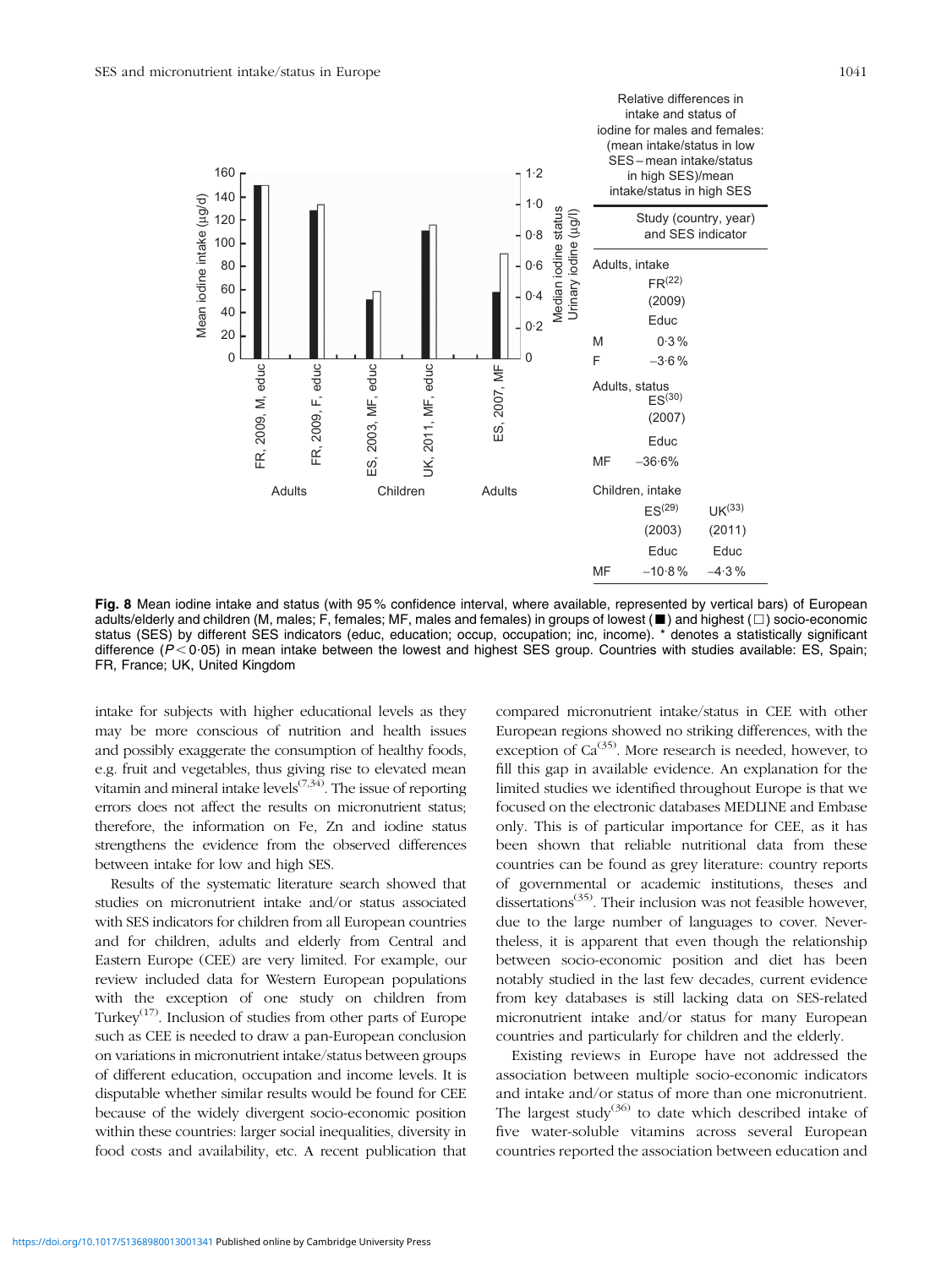Mean iodine intake (µg/d)

160
140
120
100
80
60
40
20
0

Median iodine status
Urinary iodine (µg/l)

1·2
1·0
0·8
0·6
0·4
0·2
0

FR, 2009, M, educ
FR, 2009, F, educ
ES, 2003, MF, educ
UK, 2011, MF, educ
ES, 2007, MF

Adults
Children
Adults

Relative differences in intake and status of iodine for males and females: (mean intake/status in low SES – mean intake/status in high SES)/mean intake/status in high SES

Study (country, year) and SES indicator

Adults, intake
FR[22]
(2009)
Educ
M 0·3 %
F −3·6 %

Adults, status
ES[30]
(2007)
Educ
MF −36·6 %

Children, intake
ES[29] UK[33]
(2003) (2011)
Educ Educ
MF −10·8 % −4·3 %

**Fig. 8** Mean iodine intake and status (with 95 % confidence interval, where available, represented by vertical bars) of European adults/elderly and children (M, males; F, females; MF, males and females) in groups of lowest (■) and highest (□) socio-economic status (SES) by different SES indicators (educ, education; occup, occupation; inc, income). * denotes a statistically significant difference ($P < 0·05$) in mean intake between the lowest and highest SES group. Countries with studies available: ES, Spain; FR, France; UK, United Kingdom

intake for subjects with higher educational levels as they may be more conscious of nutrition and health issues and possibly exaggerate the consumption of healthy foods, e.g. fruit and vegetables, thus giving rise to elevated mean vitamin and mineral intake levels[7,34]. The issue of reporting errors does not affect the results on micronutrient status; therefore, the information on Fe, Zn and iodine status strengthens the evidence from the observed differences between intake for low and high SES.

Results of the systematic literature search showed that studies on micronutrient intake and/or status associated with SES indicators for children from all European countries and for children, adults and elderly from Central and Eastern Europe (CEE) are very limited. For example, our review included data for Western European populations with the exception of one study on children from Turkey[17]. Inclusion of studies from other parts of Europe such as CEE is needed to draw a pan-European conclusion on variations in micronutrient intake/status between groups of different education, occupation and income levels. It is disputable whether similar results would be found for CEE because of the widely divergent socio-economic position within these countries: larger social inequalities, diversity in food costs and availability, etc. A recent publication that compared micronutrient intake/status in CEE with other European regions showed no striking differences, with the exception of Ca[35]. More research is needed, however, to fill this gap in available evidence. An explanation for the limited studies we identified throughout Europe is that we focused on the electronic databases MEDLINE and Embase only. This is of particular importance for CEE, as it has been shown that reliable nutritional data from these countries can be found as grey literature: country reports of governmental or academic institutions, theses and dissertations[35]. Their inclusion was not feasible however, due to the large number of languages to cover. Nevertheless, it is apparent that even though the relationship between socio-economic position and diet has been notably studied in the last few decades, current evidence from key databases is still lacking data on SES-related micronutrient intake and/or status for many European countries and particularly for children and the elderly.

Existing reviews in Europe have not addressed the association between multiple socio-economic indicators and intake and/or status of more than one micronutrient. The largest study[36] to date which described intake of five water-soluble vitamins across several European countries reported the association between education and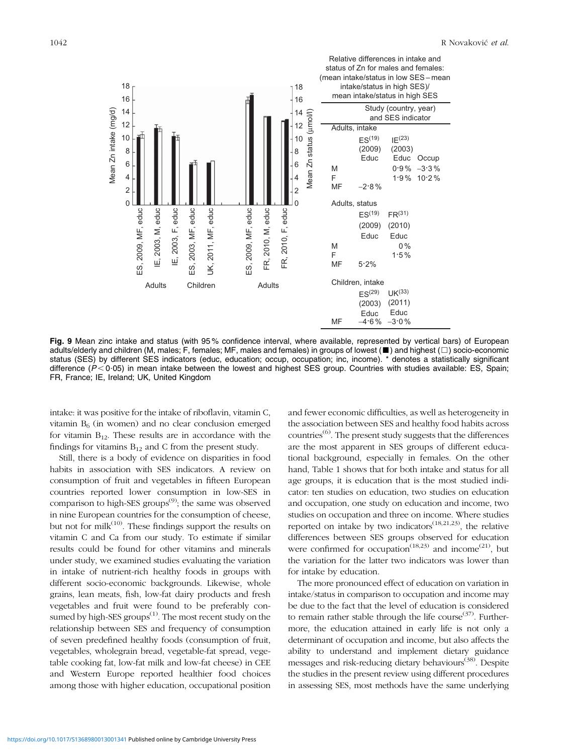Relative differences in intake and status of Zn for males and females: (mean intake/status in low SES – mean intake/status in high SES)/ mean intake/status in high SES

| Study (country, year) and SES indicator | | | |
|---|---|---|---|
| **Adults, intake** | | | |
| | ES[19] (2009) Educ | IE[23] (2003) Educ | Occup |
| M | | 0·9 % | −3·3 % |
| F | | 1·9 % | 10·2 % |
| MF | −2·8 % | | |
| **Adults, status** | | | |
| | ES[19] (2009) Educ | FR[31] (2010) Educ | |
| M | | 0 % | |
| F | | 1·5 % | |
| MF | 5·2 % | | |
| **Children, intake** | | | |
| | ES[29] (2003) Educ | UK[33] (2011) Educ | |
| MF | −4·6 % | −3·0 % | |

**Fig. 9** Mean zinc intake and status (with 95 % confidence interval, where available, represented by vertical bars) of European adults/elderly and children (M, males; F, females; MF, males and females) in groups of lowest (■) and highest (□) socio-economic status (SES) by different SES indicators (educ, education; occup, occupation; inc, income). * denotes a statistically significant difference ($P < 0·05$) in mean intake between the lowest and highest SES group. Countries with studies available: ES, Spain; FR, France; IE, Ireland; UK, United Kingdom

intake: it was positive for the intake of riboflavin, vitamin C, vitamin $B_6$ (in women) and no clear conclusion emerged for vitamin $B_{12}$. These results are in accordance with the findings for vitamins $B_{12}$ and C from the present study.

Still, there is a body of evidence on disparities in food habits in association with SES indicators. A review on consumption of fruit and vegetables in fifteen European countries reported lower consumption in low-SES in comparison to high-SES groups[9]; the same was observed in nine European countries for the consumption of cheese, but not for milk[10]. These findings support the results on vitamin C and Ca from our study. To estimate if similar results could be found for other vitamins and minerals under study, we examined studies evaluating the variation in intake of nutrient-rich healthy foods in groups with different socio-economic backgrounds. Likewise, whole grains, lean meats, fish, low-fat dairy products and fresh vegetables and fruit were found to be preferably consumed by high-SES groups[1]. The most recent study on the relationship between SES and frequency of consumption of seven predefined healthy foods (consumption of fruit, vegetables, wholegrain bread, vegetable-fat spread, vegetable cooking fat, low-fat milk and low-fat cheese) in CEE and Western Europe reported healthier food choices among those with higher education, occupational position and fewer economic difficulties, as well as heterogeneity in the association between SES and healthy food habits across countries[6]. The present study suggests that the differences are the most apparent in SES groups of different educational background, especially in females. On the other hand, Table 1 shows that for both intake and status for all age groups, it is education that is the most studied indicator: ten studies on education, two studies on education and occupation, one study on education and income, two studies on occupation and three on income. Where studies reported on intake by two indicators[18,21,23], the relative differences between SES groups observed for education were confirmed for occupation[18,23] and income[21], but the variation for the latter two indicators was lower than for intake by education.

The more pronounced effect of education on variation in intake/status in comparison to occupation and income may be due to the fact that the level of education is considered to remain rather stable through the life course[37]. Furthermore, the education attained in early life is not only a determinant of occupation and income, but also affects the ability to understand and implement dietary guidance messages and risk-reducing dietary behaviours[38]. Despite the studies in the present review using different procedures in assessing SES, most methods have the same underlying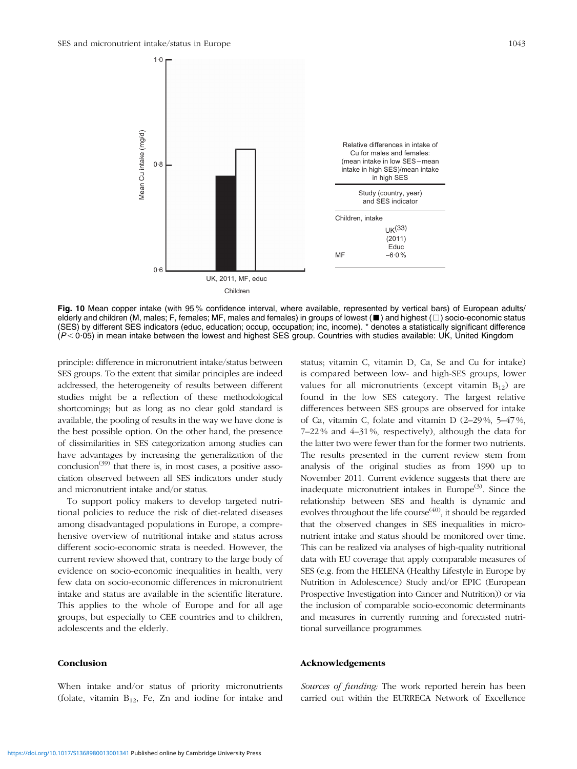| Relative differences in intake of Cu for males and females: (mean intake in low SES – mean intake in high SES)/mean intake in high SES | |
|---|---|
| Study (country, year) and SES indicator | UK[33] (2011) Educ |
| Children, intake | |
| MF | –6·0 % |

**Fig. 10** Mean copper intake (with 95 % confidence interval, where available, represented by vertical bars) of European adults/elderly and children (M, males; F, females; MF, males and females) in groups of lowest (■) and highest (□) socio-economic status (SES) by different SES indicators (educ, education; occup, occupation; inc, income). * denotes a statistically significant difference ($P < 0·05$) in mean intake between the lowest and highest SES group. Countries with studies available: UK, United Kingdom

principle: difference in micronutrient intake/status between SES groups. To the extent that similar principles are indeed addressed, the heterogeneity of results between different studies might be a reflection of these methodological shortcomings; but as long as no clear gold standard is available, the pooling of results in the way we have done is the best possible option. On the other hand, the presence of dissimilarities in SES categorization among studies can have advantages by increasing the generalization of the conclusion[39] that there is, in most cases, a positive association observed between all SES indicators under study and micronutrient intake and/or status.

To support policy makers to develop targeted nutritional policies to reduce the risk of diet-related diseases among disadvantaged populations in Europe, a comprehensive overview of nutritional intake and status across different socio-economic strata is needed. However, the current review showed that, contrary to the large body of evidence on socio-economic inequalities in health, very few data on socio-economic differences in micronutrient intake and status are available in the scientific literature. This applies to the whole of Europe and for all age groups, but especially to CEE countries and to children, adolescents and the elderly.

## Conclusion

When intake and/or status of priority micronutrients (folate, vitamin $B_{12}$, Fe, Zn and iodine for intake and status; vitamin C, vitamin D, Ca, Se and Cu for intake) is compared between low- and high-SES groups, lower values for all micronutrients (except vitamin $B_{12}$) are found in the low SES category. The largest relative differences between SES groups are observed for intake of Ca, vitamin C, folate and vitamin D (2–29 %, 5–47 %, 7–22 % and 4–31 %, respectively), although the data for the latter two were fewer than for the former two nutrients. The results presented in the current review stem from analysis of the original studies as from 1990 up to November 2011. Current evidence suggests that there are inadequate micronutrient intakes in Europe[3]. Since the relationship between SES and health is dynamic and evolves throughout the life course[40], it should be regarded that the observed changes in SES inequalities in micronutrient intake and status should be monitored over time. This can be realized via analyses of high-quality nutritional data with EU coverage that apply comparable measures of SES (e.g. from the HELENA (Healthy Lifestyle in Europe by Nutrition in Adolescence) Study and/or EPIC (European Prospective Investigation into Cancer and Nutrition)) or via the inclusion of comparable socio-economic determinants and measures in currently running and forecasted nutritional surveillance programmes.

## Acknowledgements

*Sources of funding:* The work reported herein has been carried out within the EURRECA Network of Excellence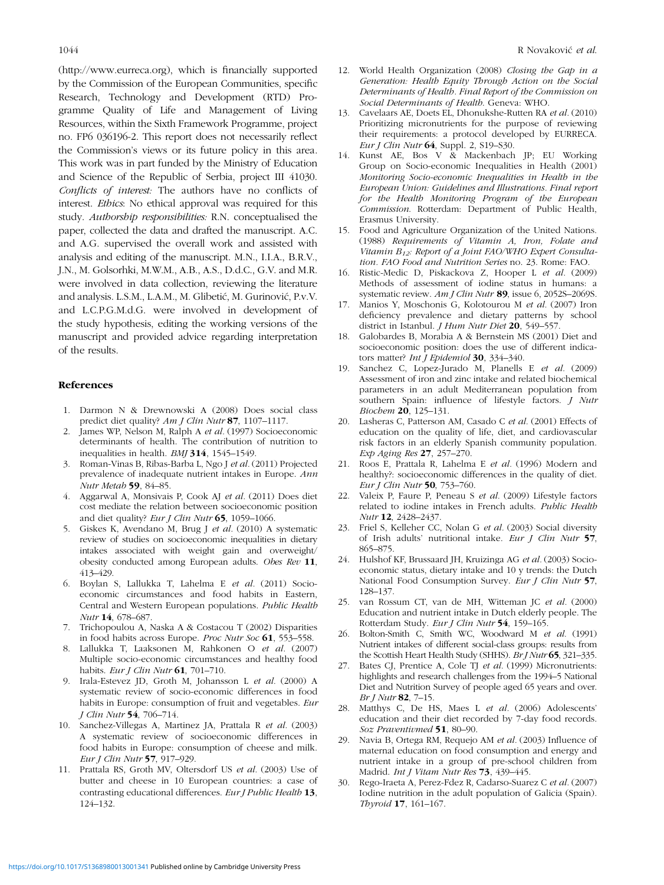(http://www.eurreca.org), which is financially supported by the Commission of the European Communities, specific Research, Technology and Development (RTD) Programme Quality of Life and Management of Living Resources, within the Sixth Framework Programme, project no. FP6 036196-2. This report does not necessarily reflect the Commission's views or its future policy in this area. This work was in part funded by the Ministry of Education and Science of the Republic of Serbia, project III 41030. *Conflicts of interest:* The authors have no conflicts of interest. *Ethics*: No ethical approval was required for this study. *Authorship responsibilities:* R.N. conceptualised the paper, collected the data and drafted the manuscript. A.C. and A.G. supervised the overall work and assisted with analysis and editing of the manuscript. M.N., I.I.A., B.R.V., J.N., M. Golsorhki, M.W.M., A.B., A.S., D.d.C., G.V. and M.R. were involved in data collection, reviewing the literature and analysis. L.S.M., L.A.M., M. Glibetić, M. Gurinović, P.v.V. and L.C.P.G.M.d.G. were involved in development of the study hypothesis, editing the working versions of the manuscript and provided advice regarding interpretation of the results.

## References

1. Darmon N & Drewnowski A (2008) Does social class predict diet quality? *Am J Clin Nutr* **87**, 1107–1117.
2. James WP, Nelson M, Ralph A *et al.* (1997) Socioeconomic determinants of health. The contribution of nutrition to inequalities in health. *BMJ* **314**, 1545–1549.
3. Roman-Vinas B, Ribas-Barba L, Ngo J *et al.* (2011) Projected prevalence of inadequate nutrient intakes in Europe. *Ann Nutr Metab* **59**, 84–85.
4. Aggarwal A, Monsivais P, Cook AJ *et al.* (2011) Does diet cost mediate the relation between socioeconomic position and diet quality? *Eur J Clin Nutr* **65**, 1059–1066.
5. Giskes K, Avendano M, Brug J *et al.* (2010) A systematic review of studies on socioeconomic inequalities in dietary intakes associated with weight gain and overweight/obesity conducted among European adults. *Obes Rev* **11**, 413–429.
6. Boylan S, Lallukka T, Lahelma E *et al.* (2011) Socio-economic circumstances and food habits in Eastern, Central and Western European populations. *Public Health Nutr* **14**, 678–687.
7. Trichopoulou A, Naska A & Costacou T (2002) Disparities in food habits across Europe. *Proc Nutr Soc* **61**, 553–558.
8. Lallukka T, Laaksonen M, Rahkonen O *et al.* (2007) Multiple socio-economic circumstances and healthy food habits. *Eur J Clin Nutr* **61**, 701–710.
9. Irala-Estevez JD, Groth M, Johansson L *et al.* (2000) A systematic review of socio-economic differences in food habits in Europe: consumption of fruit and vegetables. *Eur J Clin Nutr* **54**, 706–714.
10. Sanchez-Villegas A, Martinez JA, Prattala R *et al.* (2003) A systematic review of socioeconomic differences in food habits in Europe: consumption of cheese and milk. *Eur J Clin Nutr* **57**, 917–929.
11. Prattala RS, Groth MV, Oltersdorf US *et al.* (2003) Use of butter and cheese in 10 European countries: a case of contrasting educational differences. *Eur J Public Health* **13**, 124–132.
12. World Health Organization (2008) *Closing the Gap in a Generation: Health Equity Through Action on the Social Determinants of Health. Final Report of the Commission on Social Determinants of Health*. Geneva: WHO.
13. Cavelaars AE, Doets EL, Dhonukshe-Rutten RA *et al.* (2010) Prioritizing micronutrients for the purpose of reviewing their requirements: a protocol developed by EURRECA. *Eur J Clin Nutr* **64**, Suppl. 2, S19–S30.
14. Kunst AE, Bos V & Mackenbach JP; EU Working Group on Socio-economic Inequalities in Health (2001) *Monitoring Socio-economic Inequalities in Health in the European Union: Guidelines and Illustrations. Final report for the Health Monitoring Program of the European Commission.* Rotterdam: Department of Public Health, Erasmus University.
15. Food and Agriculture Organization of the United Nations. (1988) *Requirements of Vitamin A, Iron, Folate and Vitamin $B_{12}$: Report of a Joint FAO/WHO Expert Consultation. FAO Food and Nutrition Series* no. 23. Rome: FAO.
16. Ristic-Medic D, Piskackova Z, Hooper L *et al.* (2009) Methods of assessment of iodine status in humans: a systematic review. *Am J Clin Nutr* **89**, issue 6, 2052S–2069S.
17. Manios Y, Moschonis G, Kolotourou M *et al.* (2007) Iron deficiency prevalence and dietary patterns by school district in Istanbul. *J Hum Nutr Diet* **20**, 549–557.
18. Galobardes B, Morabia A & Bernstein MS (2001) Diet and socioeconomic position: does the use of different indicators matter? *Int J Epidemiol* **30**, 334–340.
19. Sanchez C, Lopez-Jurado M, Planells E *et al.* (2009) Assessment of iron and zinc intake and related biochemical parameters in an adult Mediterranean population from southern Spain: influence of lifestyle factors. *J Nutr Biochem* **20**, 125–131.
20. Lasheras C, Patterson AM, Casado C *et al.* (2001) Effects of education on the quality of life, diet, and cardiovascular risk factors in an elderly Spanish community population. *Exp Aging Res* **27**, 257–270.
21. Roos E, Prattala R, Lahelma E *et al.* (1996) Modern and healthy?: socioeconomic differences in the quality of diet. *Eur J Clin Nutr* **50**, 753–760.
22. Valeix P, Faure P, Peneau S *et al.* (2009) Lifestyle factors related to iodine intakes in French adults. *Public Health Nutr* **12**, 2428–2437.
23. Friel S, Kelleher CC, Nolan G *et al.* (2003) Social diversity of Irish adults' nutritional intake. *Eur J Clin Nutr* **57**, 865–875.
24. Hulshof KF, Brussaard JH, Kruizinga AG *et al.* (2003) Socio-economic status, dietary intake and 10 y trends: the Dutch National Food Consumption Survey. *Eur J Clin Nutr* **57**, 128–137.
25. van Rossum CT, van de MH, Witteman JC *et al.* (2000) Education and nutrient intake in Dutch elderly people. The Rotterdam Study. *Eur J Clin Nutr* **54**, 159–165.
26. Bolton-Smith C, Smith WC, Woodward M *et al.* (1991) Nutrient intakes of different social-class groups: results from the Scottish Heart Health Study (SHHS). *Br J Nutr* **65**, 321–335.
27. Bates CJ, Prentice A, Cole TJ *et al.* (1999) Micronutrients: highlights and research challenges from the 1994–5 National Diet and Nutrition Survey of people aged 65 years and over. *Br J Nutr* **82**, 7–15.
28. Matthys C, De HS, Maes L *et al.* (2006) Adolescents' education and their diet recorded by 7-day food records. *Soz Praventivmed* **51**, 80–90.
29. Navia B, Ortega RM, Requejo AM *et al.* (2003) Influence of maternal education on food consumption and energy and nutrient intake in a group of pre-school children from Madrid. *Int J Vitam Nutr Res* **73**, 439–445.
30. Rego-Iraeta A, Perez-Fdez R, Cadarso-Suarez C *et al.* (2007) Iodine nutrition in the adult population of Galicia (Spain). *Thyroid* **17**, 161–167.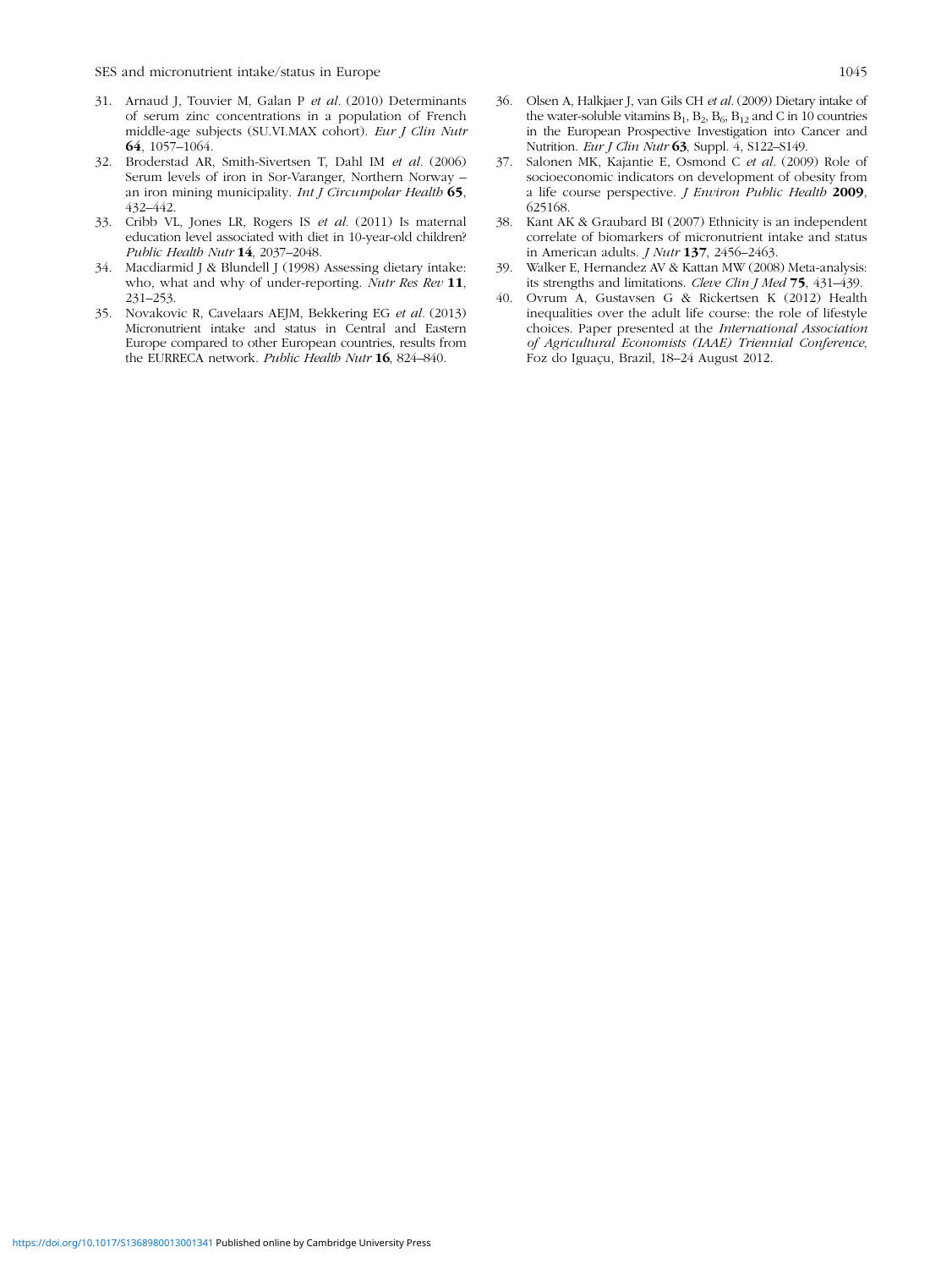31. Arnaud J, Touvier M, Galan P *et al.* (2010) Determinants of serum zinc concentrations in a population of French middle-age subjects (SU.VI.MAX cohort). *Eur J Clin Nutr* **64**, 1057–1064.
32. Broderstad AR, Smith-Sivertsen T, Dahl IM *et al.* (2006) Serum levels of iron in Sor-Varanger, Northern Norway – an iron mining municipality. *Int J Circumpolar Health* **65**, 432–442.
33. Cribb VL, Jones LR, Rogers IS *et al.* (2011) Is maternal education level associated with diet in 10-year-old children? *Public Health Nutr* **14**, 2037–2048.
34. Macdiarmid J & Blundell J (1998) Assessing dietary intake: who, what and why of under-reporting. *Nutr Res Rev* **11**, 231–253.
35. Novakovic R, Cavelaars AEJM, Bekkering EG *et al.* (2013) Micronutrient intake and status in Central and Eastern Europe compared to other European countries, results from the EURRECA network. *Public Health Nutr* **16**, 824–840.
36. Olsen A, Halkjaer J, van Gils CH *et al.* (2009) Dietary intake of the water-soluble vitamins $B_1$, $B_2$, $B_6$, $B_{12}$ and C in 10 countries in the European Prospective Investigation into Cancer and Nutrition. *Eur J Clin Nutr* **63**, Suppl. 4, S122–S149.
37. Salonen MK, Kajantie E, Osmond C *et al.* (2009) Role of socioeconomic indicators on development of obesity from a life course perspective. *J Environ Public Health* **2009**, 625168.
38. Kant AK & Graubard BI (2007) Ethnicity is an independent correlate of biomarkers of micronutrient intake and status in American adults. *J Nutr* **137**, 2456–2463.
39. Walker E, Hernandez AV & Kattan MW (2008) Meta-analysis: its strengths and limitations. *Cleve Clin J Med* **75**, 431–439.
40. Ovrum A, Gustavsen G & Rickertsen K (2012) Health inequalities over the adult life course: the role of lifestyle choices. Paper presented at the *International Association of Agricultural Economists (IAAE) Triennial Conference*, Foz do Iguaçu, Brazil, 18–24 August 2012.